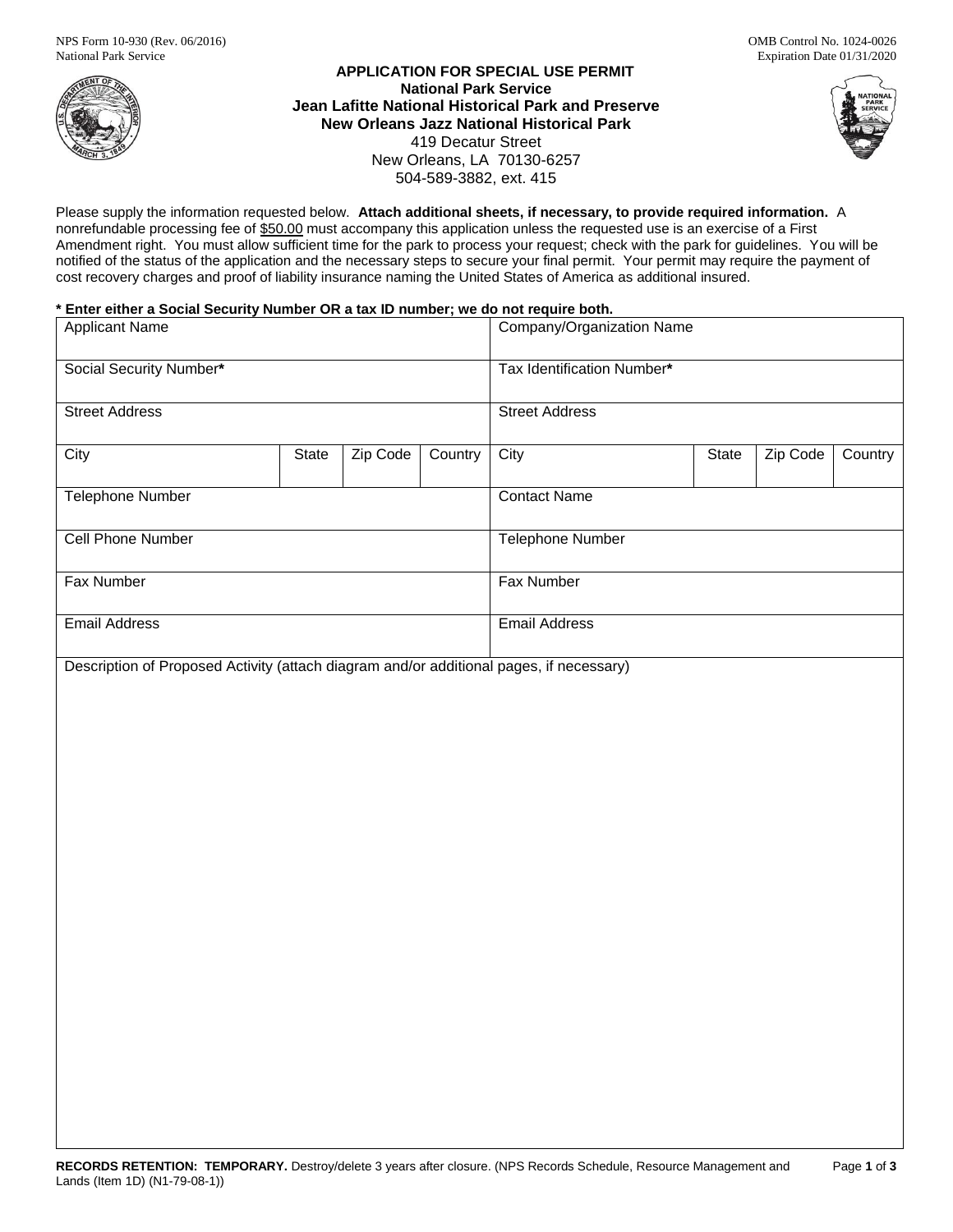NPS Form 10-930 (Rev. 06/2016)
National Park Service

OMB Control No. 1024-0026
Expiration Date 01/31/2020

# APPLICATION FOR SPECIAL USE PERMIT

**National Park Service**
**Jean Lafitte National Historical Park and Preserve**
**New Orleans Jazz National Historical Park**
419 Decatur Street
New Orleans, LA 70130-6257
504-589-3882, ext. 415

Please supply the information requested below. **Attach additional sheets, if necessary, to provide required information.** A nonrefundable processing fee of $50.00 must accompany this application unless the requested use is an exercise of a First Amendment right. You must allow sufficient time for the park to process your request; check with the park for guidelines. You will be notified of the status of the application and the necessary steps to secure your final permit. Your permit may require the payment of cost recovery charges and proof of liability insurance naming the United States of America as additional insured.

**\* Enter either a Social Security Number OR a tax ID number; we do not require both.**

| Applicant Name | | | | Company/Organization Name | | | |
|---|---|---|---|---|---|---|---|
| Social Security Number* | | | | Tax Identification Number* | | | |
| Street Address | | | | Street Address | | | |
| City | State | Zip Code | Country | City | State | Zip Code | Country |
| Telephone Number | | | | Contact Name | | | |
| Cell Phone Number | | | | Telephone Number | | | |
| Fax Number | | | | Fax Number | | | |
| Email Address | | | | Email Address | | | |

Description of Proposed Activity (attach diagram and/or additional pages, if necessary)

**RECORDS RETENTION: TEMPORARY.** Destroy/delete 3 years after closure. (NPS Records Schedule, Resource Management and Lands (Item 1D) (N1-79-08-1))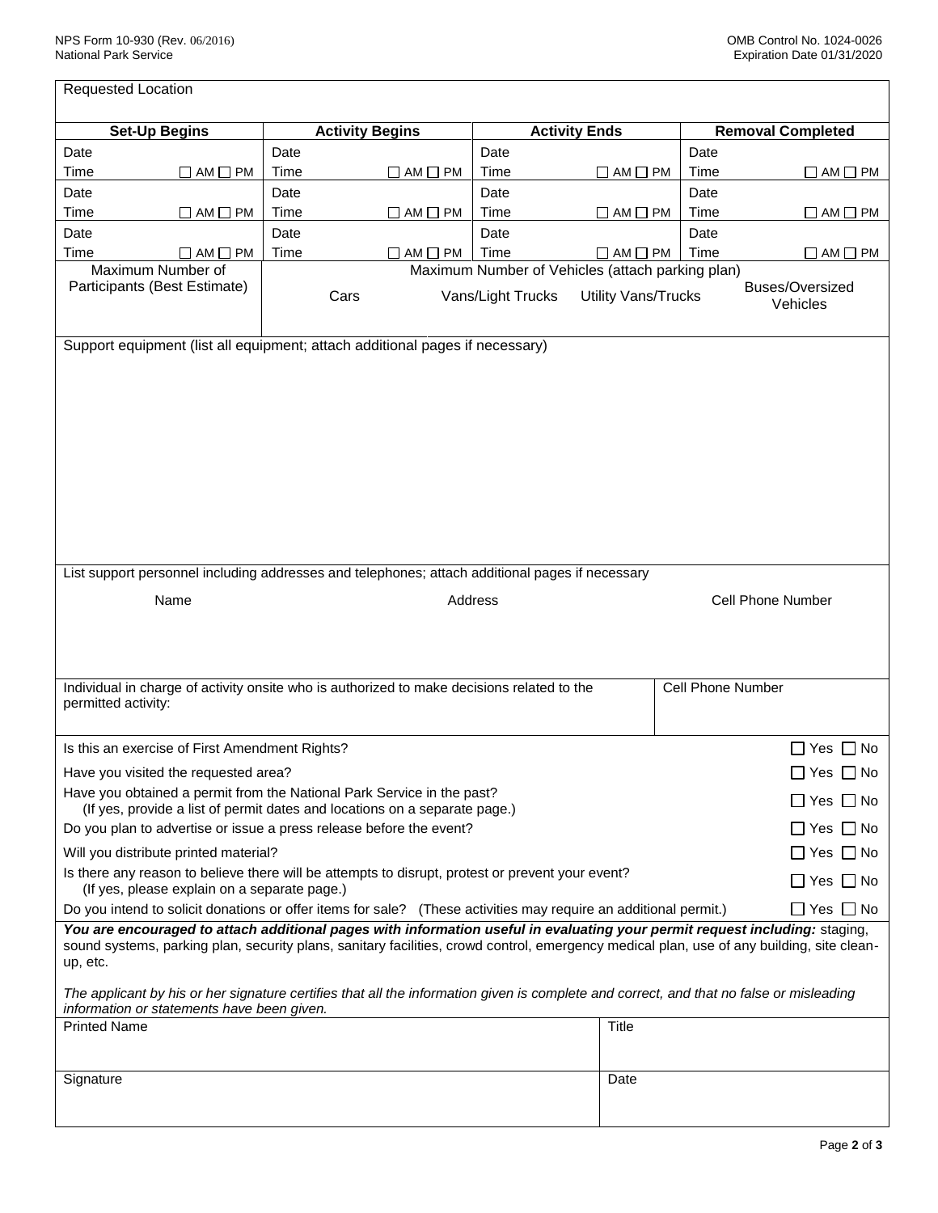Requested Location

| Set-Up Begins | | Activity Begins | | Activity Ends | | Removal Completed | |
|---|---|---|---|---|---|---|---|
| Date | | Date | | Date | | Date | |
| Time | ☐ AM ☐ PM | Time | ☐ AM ☐ PM | Time | ☐ AM ☐ PM | Time | ☐ AM ☐ PM |
| Date | | Date | | Date | | Date | |
| Time | ☐ AM ☐ PM | Time | ☐ AM ☐ PM | Time | ☐ AM ☐ PM | Time | ☐ AM ☐ PM |
| Date | | Date | | Date | | Date | |
| Time | ☐ AM ☐ PM | Time | ☐ AM ☐ PM | Time | ☐ AM ☐ PM | Time | ☐ AM ☐ PM |

| Maximum Number of Participants (Best Estimate) | Maximum Number of Vehicles (attach parking plan) | | | |
|---|---|---|---|---|
| | Cars | Vans/Light Trucks | Utility Vans/Trucks | Buses/Oversized Vehicles |
| | | | | |

Support equipment (list all equipment; attach additional pages if necessary)

List support personnel including addresses and telephones; attach additional pages if necessary

| Name | Address | Cell Phone Number |
|---|---|---|
| | | |

| Individual in charge of activity onsite who is authorized to make decisions related to the permitted activity: | Cell Phone Number |
|---|---|
| | |

| Question | Answer |
|---|---|
| Is this an exercise of First Amendment Rights? | ☐ Yes ☐ No |
| Have you visited the requested area? | ☐ Yes ☐ No |
| Have you obtained a permit from the National Park Service in the past? (If yes, provide a list of permit dates and locations on a separate page.) | ☐ Yes ☐ No |
| Do you plan to advertise or issue a press release before the event? | ☐ Yes ☐ No |
| Will you distribute printed material? | ☐ Yes ☐ No |
| Is there any reason to believe there will be attempts to disrupt, protest or prevent your event? (If yes, please explain on a separate page.) | ☐ Yes ☐ No |
| Do you intend to solicit donations or offer items for sale? (These activities may require an additional permit.) | ☐ Yes ☐ No |

***You are encouraged to attach additional pages with information useful in evaluating your permit request including:*** staging, sound systems, parking plan, security plans, sanitary facilities, crowd control, emergency medical plan, use of any building, site clean-up, etc.

*The applicant by his or her signature certifies that all the information given is complete and correct, and that no false or misleading information or statements have been given.*

| Printed Name | Title |
|---|---|
| | |
| Signature | Date |
| | |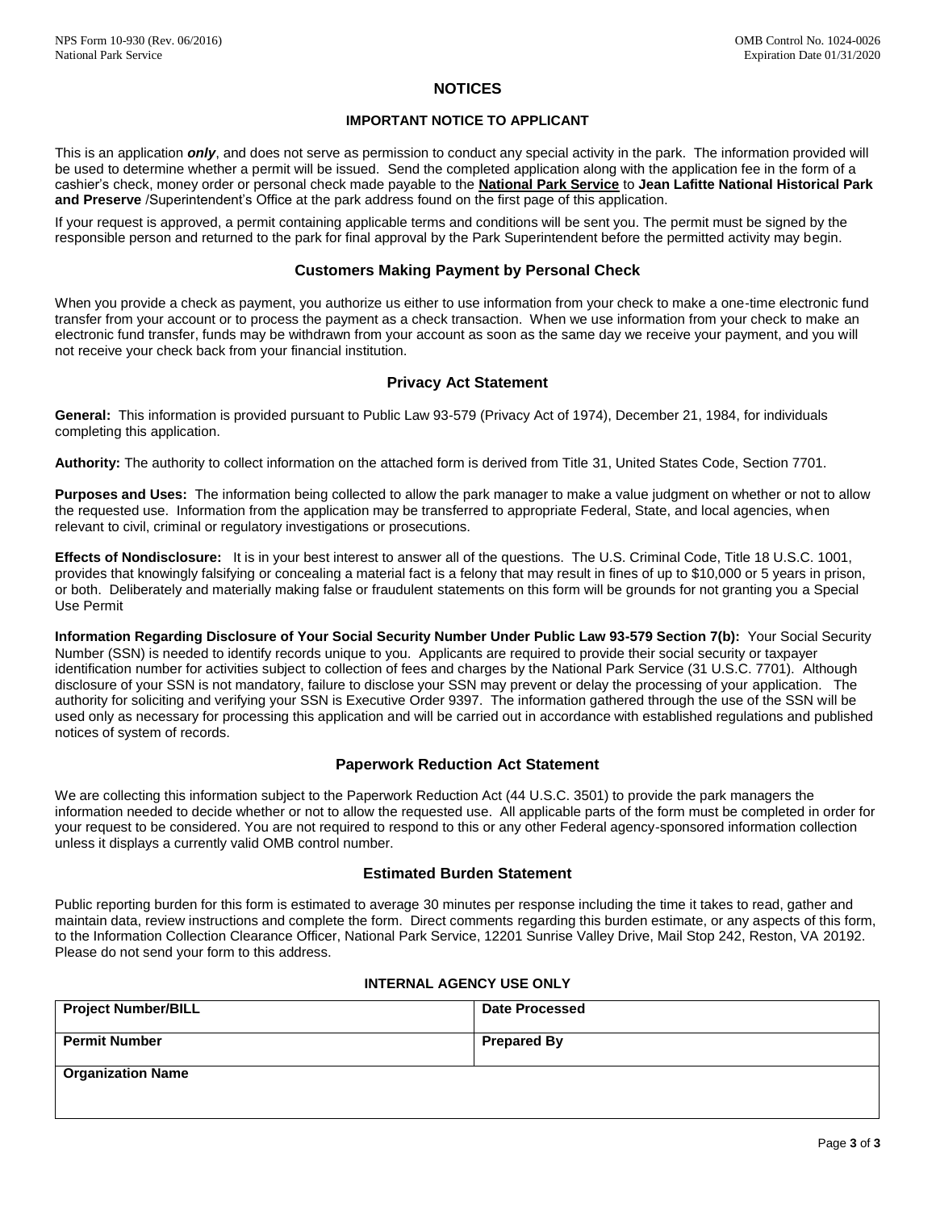# NOTICES

## IMPORTANT NOTICE TO APPLICANT

This is an application ***only***, and does not serve as permission to conduct any special activity in the park. The information provided will be used to determine whether a permit will be issued. Send the completed application along with the application fee in the form of a cashier's check, money order or personal check made payable to the **National Park Service** to **Jean Lafitte National Historical Park and Preserve** /Superintendent's Office at the park address found on the first page of this application.

If your request is approved, a permit containing applicable terms and conditions will be sent you. The permit must be signed by the responsible person and returned to the park for final approval by the Park Superintendent before the permitted activity may begin.

## Customers Making Payment by Personal Check

When you provide a check as payment, you authorize us either to use information from your check to make a one-time electronic fund transfer from your account or to process the payment as a check transaction. When we use information from your check to make an electronic fund transfer, funds may be withdrawn from your account as soon as the same day we receive your payment, and you will not receive your check back from your financial institution.

## Privacy Act Statement

**General:** This information is provided pursuant to Public Law 93-579 (Privacy Act of 1974), December 21, 1984, for individuals completing this application.

**Authority:** The authority to collect information on the attached form is derived from Title 31, United States Code, Section 7701.

**Purposes and Uses:** The information being collected to allow the park manager to make a value judgment on whether or not to allow the requested use. Information from the application may be transferred to appropriate Federal, State, and local agencies, when relevant to civil, criminal or regulatory investigations or prosecutions.

**Effects of Nondisclosure:** It is in your best interest to answer all of the questions. The U.S. Criminal Code, Title 18 U.S.C. 1001, provides that knowingly falsifying or concealing a material fact is a felony that may result in fines of up to $10,000 or 5 years in prison, or both. Deliberately and materially making false or fraudulent statements on this form will be grounds for not granting you a Special Use Permit

**Information Regarding Disclosure of Your Social Security Number Under Public Law 93-579 Section 7(b):** Your Social Security Number (SSN) is needed to identify records unique to you. Applicants are required to provide their social security or taxpayer identification number for activities subject to collection of fees and charges by the National Park Service (31 U.S.C. 7701). Although disclosure of your SSN is not mandatory, failure to disclose your SSN may prevent or delay the processing of your application. The authority for soliciting and verifying your SSN is Executive Order 9397. The information gathered through the use of the SSN will be used only as necessary for processing this application and will be carried out in accordance with established regulations and published notices of system of records.

## Paperwork Reduction Act Statement

We are collecting this information subject to the Paperwork Reduction Act (44 U.S.C. 3501) to provide the park managers the information needed to decide whether or not to allow the requested use. All applicable parts of the form must be completed in order for your request to be considered. You are not required to respond to this or any other Federal agency-sponsored information collection unless it displays a currently valid OMB control number.

## Estimated Burden Statement

Public reporting burden for this form is estimated to average 30 minutes per response including the time it takes to read, gather and maintain data, review instructions and complete the form. Direct comments regarding this burden estimate, or any aspects of this form, to the Information Collection Clearance Officer, National Park Service, 12201 Sunrise Valley Drive, Mail Stop 242, Reston, VA 20192. Please do not send your form to this address.

### INTERNAL AGENCY USE ONLY

| | |
|---|---|
| **Project Number/BILL** | **Date Processed** |
| **Permit Number** | **Prepared By** |
| **Organization Name** | |